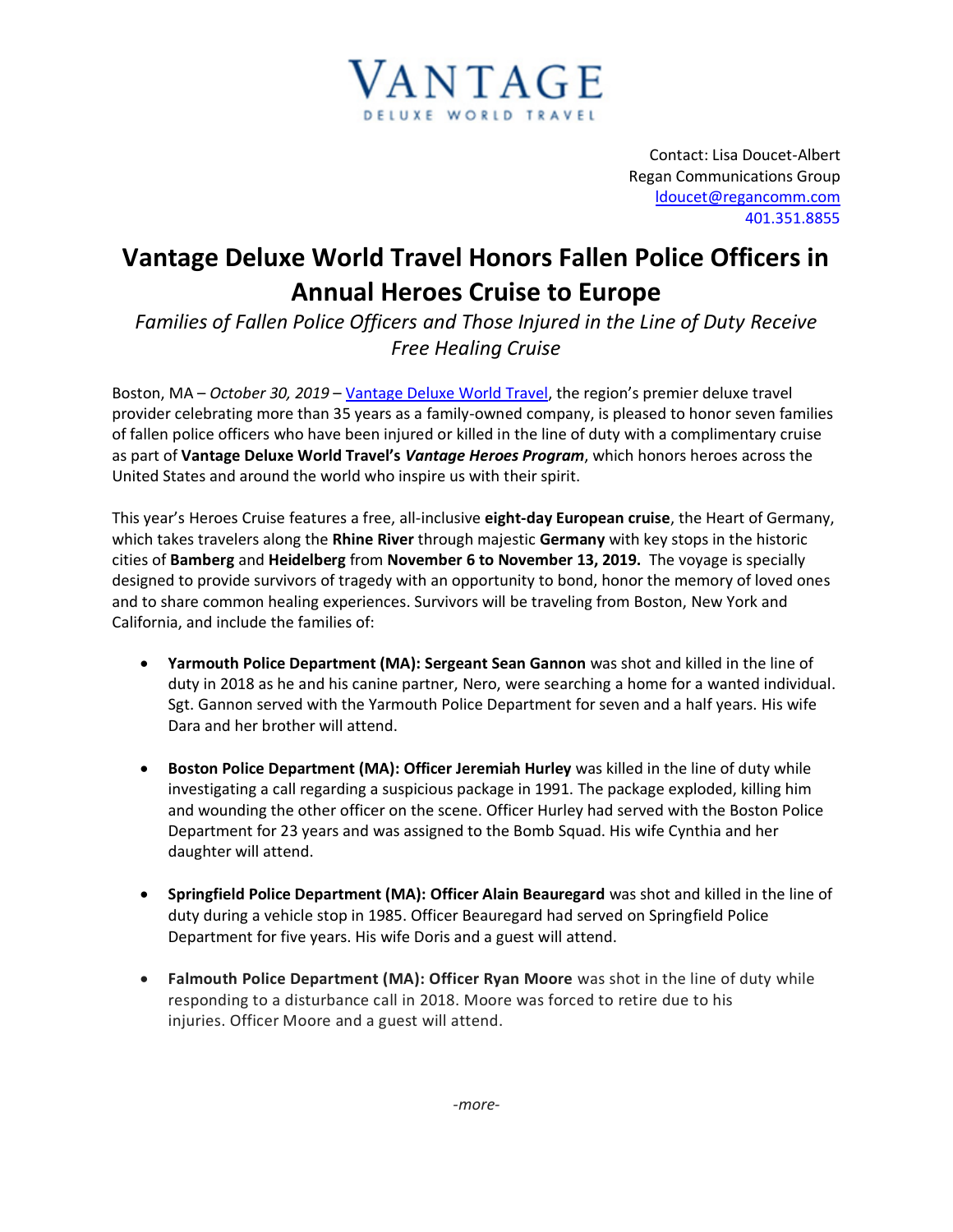VANTAGE
DELUXE WORLD TRAVEL

Contact: Lisa Doucet-Albert
Regan Communications Group
ldoucet@regancomm.com
401.351.8855

# Vantage Deluxe World Travel Honors Fallen Police Officers in Annual Heroes Cruise to Europe

*Families of Fallen Police Officers and Those Injured in the Line of Duty Receive Free Healing Cruise*

Boston, MA – *October 30, 2019* – Vantage Deluxe World Travel, the region's premier deluxe travel provider celebrating more than 35 years as a family-owned company, is pleased to honor seven families of fallen police officers who have been injured or killed in the line of duty with a complimentary cruise as part of **Vantage Deluxe World Travel's** ***Vantage Heroes Program***, which honors heroes across the United States and around the world who inspire us with their spirit.

This year's Heroes Cruise features a free, all-inclusive **eight-day European cruise**, the Heart of Germany, which takes travelers along the **Rhine River** through majestic **Germany** with key stops in the historic cities of **Bamberg** and **Heidelberg** from **November 6 to November 13, 2019.** The voyage is specially designed to provide survivors of tragedy with an opportunity to bond, honor the memory of loved ones and to share common healing experiences. Survivors will be traveling from Boston, New York and California, and include the families of:

- **Yarmouth Police Department (MA): Sergeant Sean Gannon** was shot and killed in the line of duty in 2018 as he and his canine partner, Nero, were searching a home for a wanted individual. Sgt. Gannon served with the Yarmouth Police Department for seven and a half years. His wife Dara and her brother will attend.

- **Boston Police Department (MA): Officer Jeremiah Hurley** was killed in the line of duty while investigating a call regarding a suspicious package in 1991. The package exploded, killing him and wounding the other officer on the scene. Officer Hurley had served with the Boston Police Department for 23 years and was assigned to the Bomb Squad. His wife Cynthia and her daughter will attend.

- **Springfield Police Department (MA): Officer Alain Beauregard** was shot and killed in the line of duty during a vehicle stop in 1985. Officer Beauregard had served on Springfield Police Department for five years. His wife Doris and a guest will attend.

- **Falmouth Police Department (MA): Officer Ryan Moore** was shot in the line of duty while responding to a disturbance call in 2018. Moore was forced to retire due to his injuries. Officer Moore and a guest will attend.

*-more-*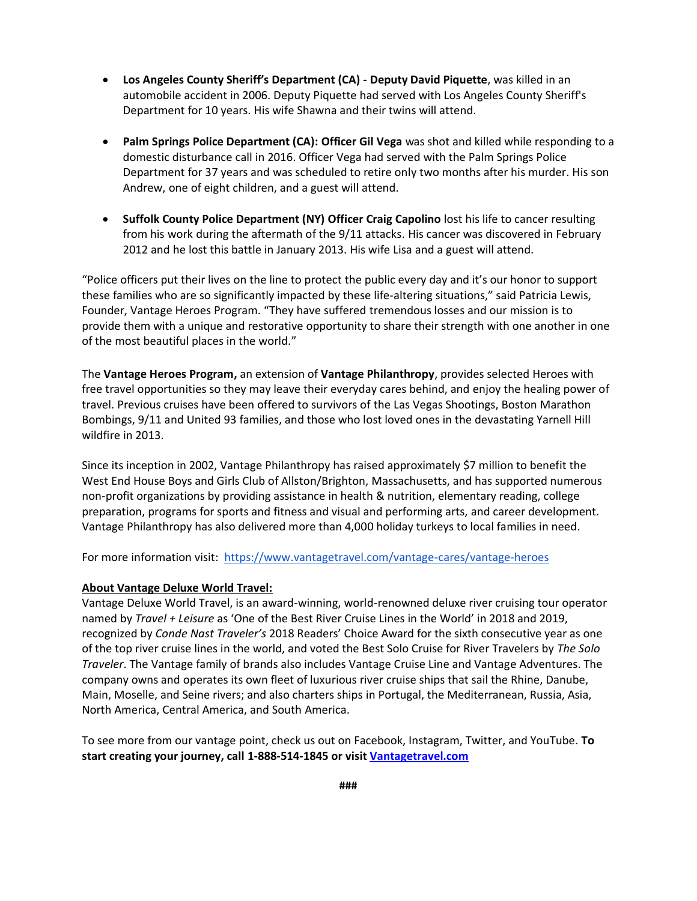- **Los Angeles County Sheriff's Department (CA) - Deputy David Piquette**, was killed in an automobile accident in 2006. Deputy Piquette had served with Los Angeles County Sheriff's Department for 10 years. His wife Shawna and their twins will attend.

- **Palm Springs Police Department (CA): Officer Gil Vega** was shot and killed while responding to a domestic disturbance call in 2016. Officer Vega had served with the Palm Springs Police Department for 37 years and was scheduled to retire only two months after his murder. His son Andrew, one of eight children, and a guest will attend.

- **Suffolk County Police Department (NY) Officer Craig Capolino** lost his life to cancer resulting from his work during the aftermath of the 9/11 attacks. His cancer was discovered in February 2012 and he lost this battle in January 2013. His wife Lisa and a guest will attend.

"Police officers put their lives on the line to protect the public every day and it's our honor to support these families who are so significantly impacted by these life-altering situations," said Patricia Lewis, Founder, Vantage Heroes Program. "They have suffered tremendous losses and our mission is to provide them with a unique and restorative opportunity to share their strength with one another in one of the most beautiful places in the world."

The **Vantage Heroes Program,** an extension of **Vantage Philanthropy**, provides selected Heroes with free travel opportunities so they may leave their everyday cares behind, and enjoy the healing power of travel. Previous cruises have been offered to survivors of the Las Vegas Shootings, Boston Marathon Bombings, 9/11 and United 93 families, and those who lost loved ones in the devastating Yarnell Hill wildfire in 2013.

Since its inception in 2002, Vantage Philanthropy has raised approximately $7 million to benefit the West End House Boys and Girls Club of Allston/Brighton, Massachusetts, and has supported numerous non-profit organizations by providing assistance in health & nutrition, elementary reading, college preparation, programs for sports and fitness and visual and performing arts, and career development. Vantage Philanthropy has also delivered more than 4,000 holiday turkeys to local families in need.

For more information visit: https://www.vantagetravel.com/vantage-cares/vantage-heroes

**About Vantage Deluxe World Travel:**

Vantage Deluxe World Travel, is an award-winning, world-renowned deluxe river cruising tour operator named by *Travel + Leisure* as 'One of the Best River Cruise Lines in the World' in 2018 and 2019, recognized by *Conde Nast Traveler's* 2018 Readers' Choice Award for the sixth consecutive year as one of the top river cruise lines in the world, and voted the Best Solo Cruise for River Travelers by *The Solo Traveler*. The Vantage family of brands also includes Vantage Cruise Line and Vantage Adventures. The company owns and operates its own fleet of luxurious river cruise ships that sail the Rhine, Danube, Main, Moselle, and Seine rivers; and also charters ships in Portugal, the Mediterranean, Russia, Asia, North America, Central America, and South America.

To see more from our vantage point, check us out on Facebook, Instagram, Twitter, and YouTube. **To start creating your journey, call 1-888-514-1845 or visit Vantagetravel.com**

###